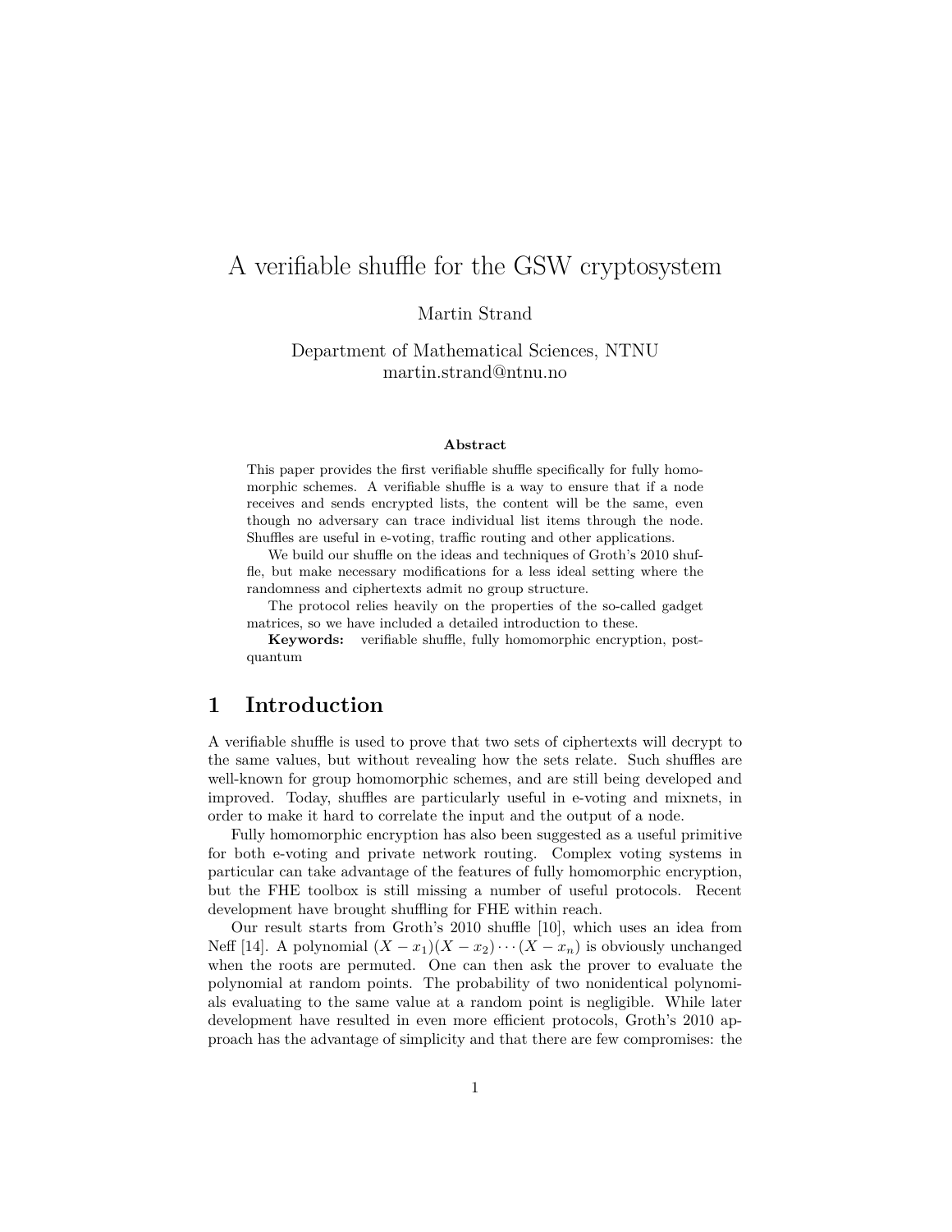# A verifiable shuffle for the GSW cryptosystem

Martin Strand

Department of Mathematical Sciences, NTNU
martin.strand@ntnu.no

**Abstract**

This paper provides the first verifiable shuffle specifically for fully homomorphic schemes. A verifiable shuffle is a way to ensure that if a node receives and sends encrypted lists, the content will be the same, even though no adversary can trace individual list items through the node. Shuffles are useful in e-voting, traffic routing and other applications.

We build our shuffle on the ideas and techniques of Groth's 2010 shuffle, but make necessary modifications for a less ideal setting where the randomness and ciphertexts admit no group structure.

The protocol relies heavily on the properties of the so-called gadget matrices, so we have included a detailed introduction to these.

**Keywords:** verifiable shuffle, fully homomorphic encryption, post-quantum

## 1 Introduction

A verifiable shuffle is used to prove that two sets of ciphertexts will decrypt to the same values, but without revealing how the sets relate. Such shuffles are well-known for group homomorphic schemes, and are still being developed and improved. Today, shuffles are particularly useful in e-voting and mixnets, in order to make it hard to correlate the input and the output of a node.

Fully homomorphic encryption has also been suggested as a useful primitive for both e-voting and private network routing. Complex voting systems in particular can take advantage of the features of fully homomorphic encryption, but the FHE toolbox is still missing a number of useful protocols. Recent development have brought shuffling for FHE within reach.

Our result starts from Groth's 2010 shuffle [10], which uses an idea from Neff [14]. A polynomial $(X - x_1)(X - x_2) \cdots (X - x_n)$ is obviously unchanged when the roots are permuted. One can then ask the prover to evaluate the polynomial at random points. The probability of two nonidentical polynomials evaluating to the same value at a random point is negligible. While later development have resulted in even more efficient protocols, Groth's 2010 approach has the advantage of simplicity and that there are few compromises: the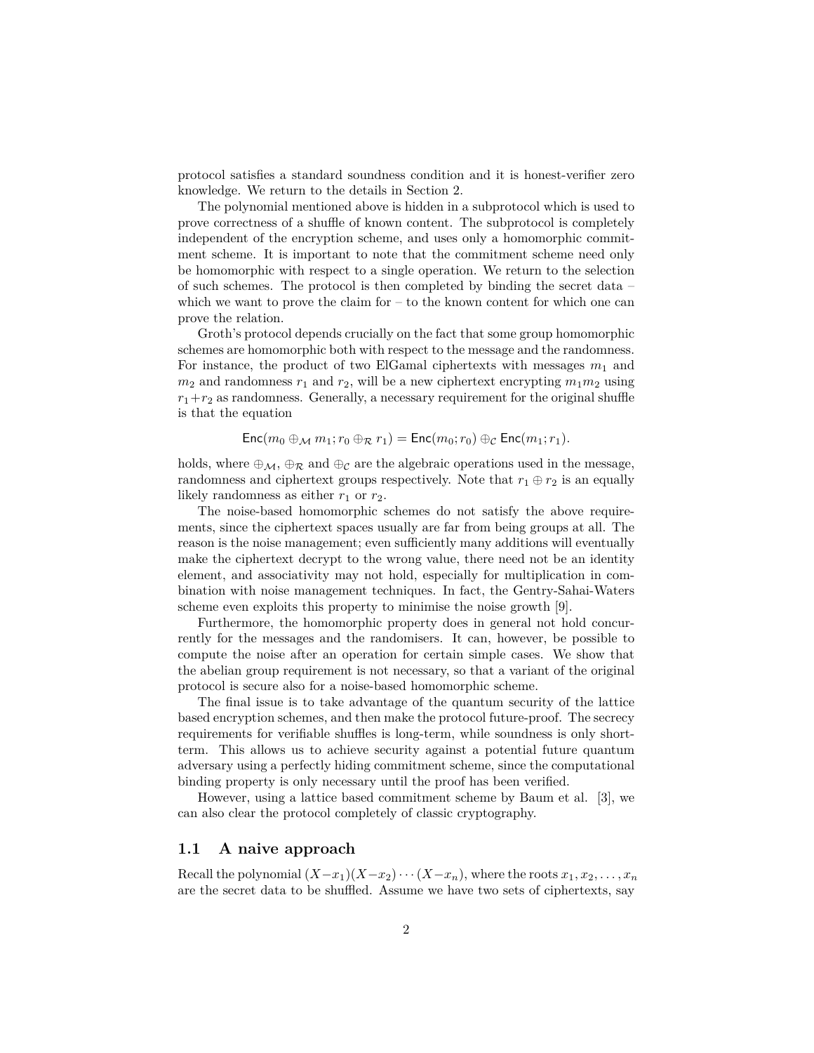protocol satisfies a standard soundness condition and it is honest-verifier zero knowledge. We return to the details in Section 2.

The polynomial mentioned above is hidden in a subprotocol which is used to prove correctness of a shuffle of known content. The subprotocol is completely independent of the encryption scheme, and uses only a homomorphic commitment scheme. It is important to note that the commitment scheme need only be homomorphic with respect to a single operation. We return to the selection of such schemes. The protocol is then completed by binding the secret data – which we want to prove the claim for – to the known content for which one can prove the relation.

Groth's protocol depends crucially on the fact that some group homomorphic schemes are homomorphic both with respect to the message and the randomness. For instance, the product of two ElGamal ciphertexts with messages $m_1$ and $m_2$ and randomness $r_1$ and $r_2$, will be a new ciphertext encrypting $m_1 m_2$ using $r_1 + r_2$ as randomness. Generally, a necessary requirement for the original shuffle is that the equation

$$\mathsf{Enc}(m_0 \oplus_{\mathcal{M}} m_1; r_0 \oplus_{\mathcal{R}} r_1) = \mathsf{Enc}(m_0; r_0) \oplus_{\mathcal{C}} \mathsf{Enc}(m_1; r_1).$$

holds, where $\oplus_{\mathcal{M}}$, $\oplus_{\mathcal{R}}$ and $\oplus_{\mathcal{C}}$ are the algebraic operations used in the message, randomness and ciphertext groups respectively. Note that $r_1 \oplus r_2$ is an equally likely randomness as either $r_1$ or $r_2$.

The noise-based homomorphic schemes do not satisfy the above requirements, since the ciphertext spaces usually are far from being groups at all. The reason is the noise management; even sufficiently many additions will eventually make the ciphertext decrypt to the wrong value, there need not be an identity element, and associativity may not hold, especially for multiplication in combination with noise management techniques. In fact, the Gentry-Sahai-Waters scheme even exploits this property to minimise the noise growth [9].

Furthermore, the homomorphic property does in general not hold concurrently for the messages and the randomisers. It can, however, be possible to compute the noise after an operation for certain simple cases. We show that the abelian group requirement is not necessary, so that a variant of the original protocol is secure also for a noise-based homomorphic scheme.

The final issue is to take advantage of the quantum security of the lattice based encryption schemes, and then make the protocol future-proof. The secrecy requirements for verifiable shuffles is long-term, while soundness is only short-term. This allows us to achieve security against a potential future quantum adversary using a perfectly hiding commitment scheme, since the computational binding property is only necessary until the proof has been verified.

However, using a lattice based commitment scheme by Baum et al. [3], we can also clear the protocol completely of classic cryptography.

## 1.1 A naive approach

Recall the polynomial $(X - x_1)(X - x_2) \cdots (X - x_n)$, where the roots $x_1, x_2, \ldots, x_n$ are the secret data to be shuffled. Assume we have two sets of ciphertexts, say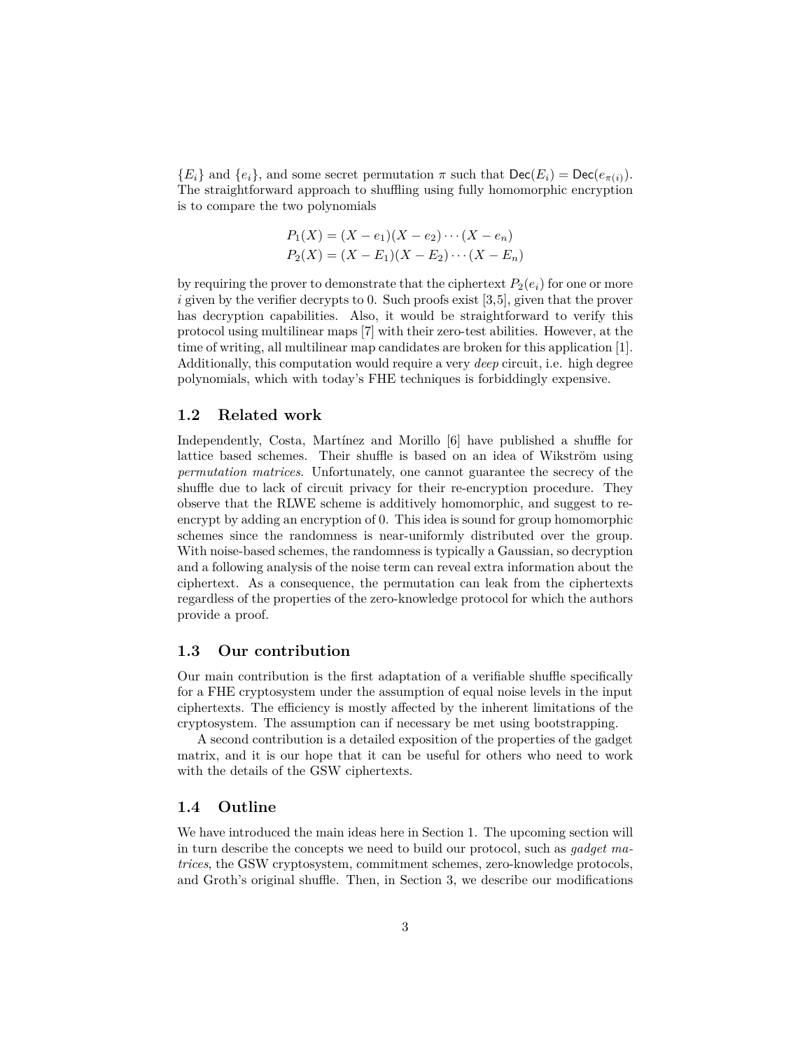$\{E_i\}$ and $\{e_i\}$, and some secret permutation $\pi$ such that $\mathsf{Dec}(E_i) = \mathsf{Dec}(e_{\pi(i)})$. The straightforward approach to shuffling using fully homomorphic encryption is to compare the two polynomials

$$P_1(X) = (X - e_1)(X - e_2) \cdots (X - e_n)$$
$$P_2(X) = (X - E_1)(X - E_2) \cdots (X - E_n)$$

by requiring the prover to demonstrate that the ciphertext $P_2(e_i)$ for one or more $i$ given by the verifier decrypts to 0. Such proofs exist [3,5], given that the prover has decryption capabilities. Also, it would be straightforward to verify this protocol using multilinear maps [7] with their zero-test abilities. However, at the time of writing, all multilinear map candidates are broken for this application [1]. Additionally, this computation would require a very *deep* circuit, i.e. high degree polynomials, which with today's FHE techniques is forbiddingly expensive.

### 1.2 Related work

Independently, Costa, Martínez and Morillo [6] have published a shuffle for lattice based schemes. Their shuffle is based on an idea of Wikström using *permutation matrices*. Unfortunately, one cannot guarantee the secrecy of the shuffle due to lack of circuit privacy for their re-encryption procedure. They observe that the RLWE scheme is additively homomorphic, and suggest to re-encrypt by adding an encryption of 0. This idea is sound for group homomorphic schemes since the randomness is near-uniformly distributed over the group. With noise-based schemes, the randomness is typically a Gaussian, so decryption and a following analysis of the noise term can reveal extra information about the ciphertext. As a consequence, the permutation can leak from the ciphertexts regardless of the properties of the zero-knowledge protocol for which the authors provide a proof.

### 1.3 Our contribution

Our main contribution is the first adaptation of a verifiable shuffle specifically for a FHE cryptosystem under the assumption of equal noise levels in the input ciphertexts. The efficiency is mostly affected by the inherent limitations of the cryptosystem. The assumption can if necessary be met using bootstrapping.

A second contribution is a detailed exposition of the properties of the gadget matrix, and it is our hope that it can be useful for others who need to work with the details of the GSW ciphertexts.

### 1.4 Outline

We have introduced the main ideas here in Section 1. The upcoming section will in turn describe the concepts we need to build our protocol, such as *gadget matrices*, the GSW cryptosystem, commitment schemes, zero-knowledge protocols, and Groth's original shuffle. Then, in Section 3, we describe our modifications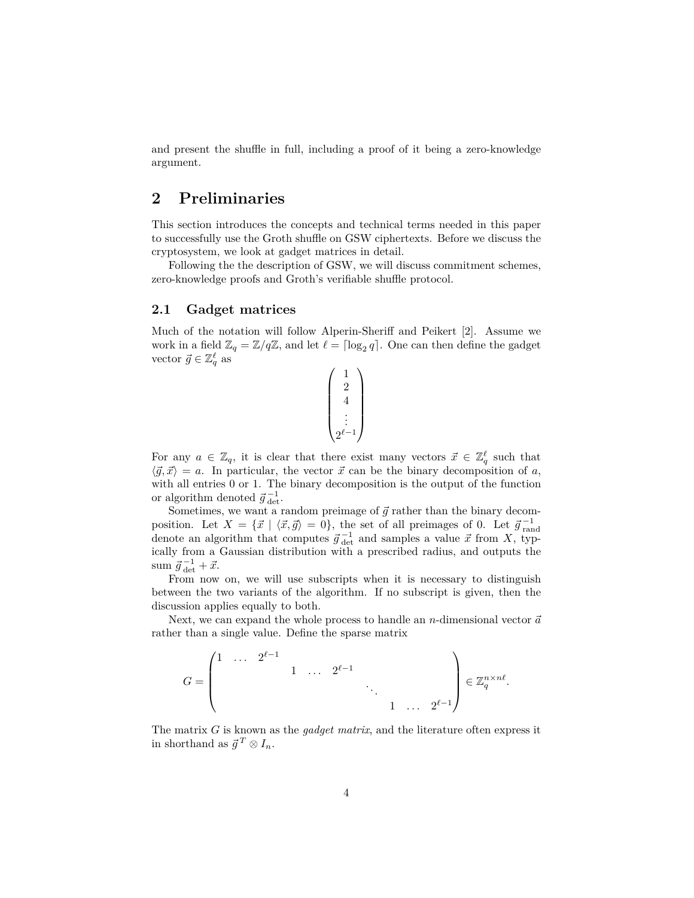and present the shuffle in full, including a proof of it being a zero-knowledge argument.

# 2 Preliminaries

This section introduces the concepts and technical terms needed in this paper to successfully use the Groth shuffle on GSW ciphertexts. Before we discuss the cryptosystem, we look at gadget matrices in detail.

Following the the description of GSW, we will discuss commitment schemes, zero-knowledge proofs and Groth's verifiable shuffle protocol.

## 2.1 Gadget matrices

Much of the notation will follow Alperin-Sheriff and Peikert [2]. Assume we work in a field $\mathbb{Z}_q = \mathbb{Z}/q\mathbb{Z}$, and let $\ell = \lceil \log_2 q \rceil$. One can then define the gadget vector $\vec{g} \in \mathbb{Z}_q^\ell$ as

$$\begin{pmatrix} 1 \\ 2 \\ 4 \\ \vdots \\ 2^{\ell-1} \end{pmatrix}$$

For any $a \in \mathbb{Z}_q$, it is clear that there exist many vectors $\vec{x} \in \mathbb{Z}_q^\ell$ such that $\langle \vec{g}, \vec{x} \rangle = a$. In particular, the vector $\vec{x}$ can be the binary decomposition of $a$, with all entries 0 or 1. The binary decomposition is the output of the function or algorithm denoted $\vec{g}^{\,-1}_{\text{det}}$.

Sometimes, we want a random preimage of $\vec{g}$ rather than the binary decomposition. Let $X = \{\vec{x} \mid \langle \vec{x}, \vec{g} \rangle = 0\}$, the set of all preimages of 0. Let $\vec{g}^{\,-1}_{\text{rand}}$ denote an algorithm that computes $\vec{g}^{\,-1}_{\text{det}}$ and samples a value $\vec{x}$ from $X$, typically from a Gaussian distribution with a prescribed radius, and outputs the sum $\vec{g}^{\,-1}_{\text{det}} + \vec{x}$.

From now on, we will use subscripts when it is necessary to distinguish between the two variants of the algorithm. If no subscript is given, then the discussion applies equally to both.

Next, we can expand the whole process to handle an $n$-dimensional vector $\vec{a}$ rather than a single value. Define the sparse matrix

$$G = \begin{pmatrix} 1 & \dots & 2^{\ell-1} & & & & & & & \\ & & & 1 & \dots & 2^{\ell-1} & & & & \\ & & & & & & \ddots & & & \\ & & & & & & & 1 & \dots & 2^{\ell-1} \end{pmatrix} \in \mathbb{Z}_q^{n \times n\ell}.$$

The matrix $G$ is known as the *gadget matrix*, and the literature often express it in shorthand as $\vec{g}^{\,T} \otimes I_n$.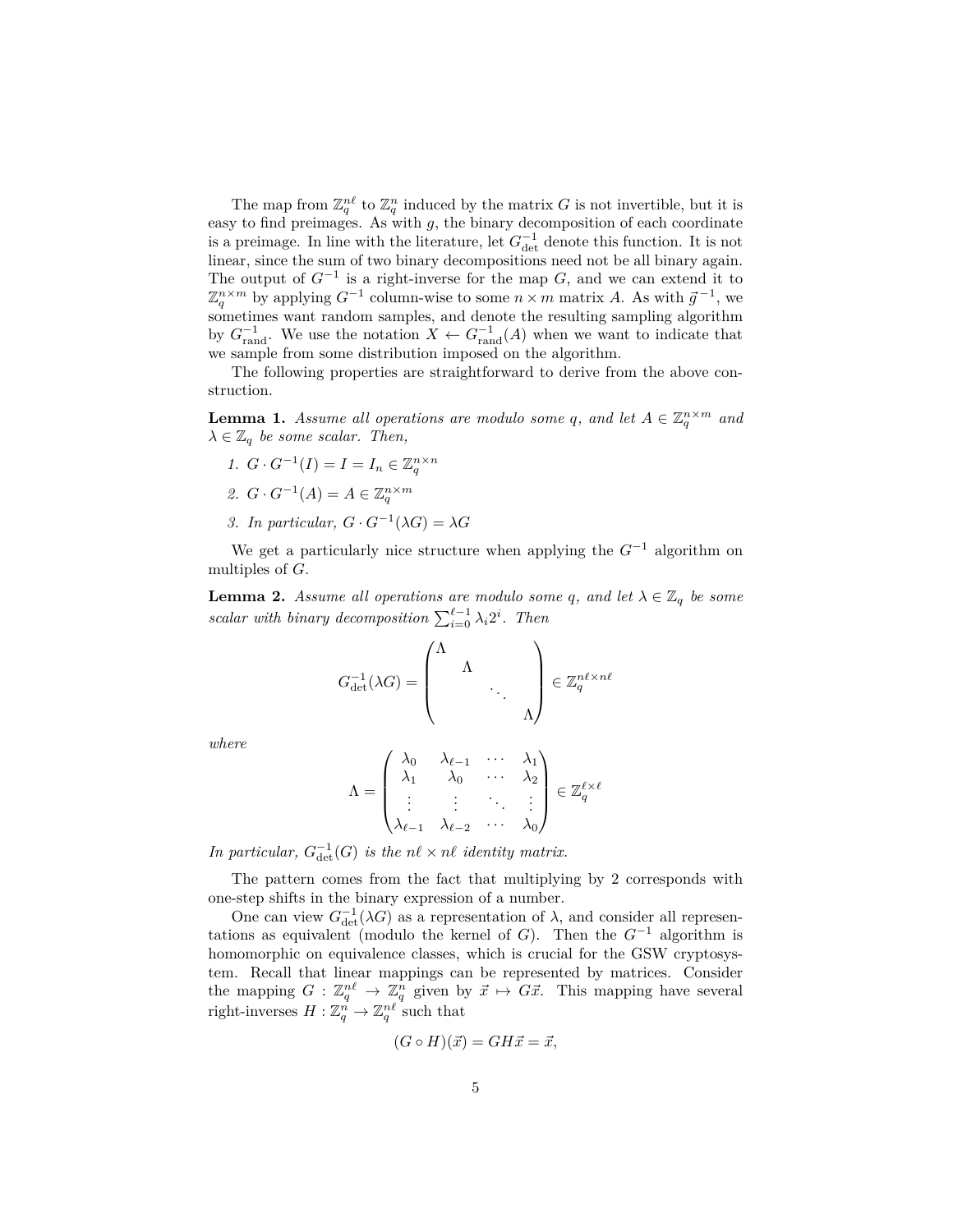The map from $\mathbb{Z}_q^{n\ell}$ to $\mathbb{Z}_q^n$ induced by the matrix $G$ is not invertible, but it is easy to find preimages. As with $g$, the binary decomposition of each coordinate is a preimage. In line with the literature, let $G_{\text{det}}^{-1}$ denote this function. It is not linear, since the sum of two binary decompositions need not be all binary again. The output of $G^{-1}$ is a right-inverse for the map $G$, and we can extend it to $\mathbb{Z}_q^{n\times m}$ by applying $G^{-1}$ column-wise to some $n \times m$ matrix $A$. As with $\vec{g}^{\,-1}$, we sometimes want random samples, and denote the resulting sampling algorithm by $G_{\text{rand}}^{-1}$. We use the notation $X \leftarrow G_{\text{rand}}^{-1}(A)$ when we want to indicate that we sample from some distribution imposed on the algorithm.

The following properties are straightforward to derive from the above construction.

**Lemma 1.** *Assume all operations are modulo some $q$, and let $A \in \mathbb{Z}_q^{n\times m}$ and $\lambda \in \mathbb{Z}_q$ be some scalar. Then,*

1. $G \cdot G^{-1}(I) = I = I_n \in \mathbb{Z}_q^{n\times n}$
2. $G \cdot G^{-1}(A) = A \in \mathbb{Z}_q^{n\times m}$
3. *In particular,* $G \cdot G^{-1}(\lambda G) = \lambda G$

We get a particularly nice structure when applying the $G^{-1}$ algorithm on multiples of $G$.

**Lemma 2.** *Assume all operations are modulo some $q$, and let $\lambda \in \mathbb{Z}_q$ be some scalar with binary decomposition $\sum_{i=0}^{\ell-1} \lambda_i 2^i$. Then*

$$G_{\text{det}}^{-1}(\lambda G) = \begin{pmatrix} \Lambda & & & \\ & \Lambda & & \\ & & \ddots & \\ & & & \Lambda \end{pmatrix} \in \mathbb{Z}_q^{n\ell\times n\ell}$$

*where*

$$\Lambda = \begin{pmatrix} \lambda_0 & \lambda_{\ell-1} & \cdots & \lambda_1 \\ \lambda_1 & \lambda_0 & \cdots & \lambda_2 \\ \vdots & \vdots & \ddots & \vdots \\ \lambda_{\ell-1} & \lambda_{\ell-2} & \cdots & \lambda_0 \end{pmatrix} \in \mathbb{Z}_q^{\ell\times\ell}$$

*In particular, $G_{\text{det}}^{-1}(G)$ is the $n\ell \times n\ell$ identity matrix.*

The pattern comes from the fact that multiplying by 2 corresponds with one-step shifts in the binary expression of a number.

One can view $G_{\text{det}}^{-1}(\lambda G)$ as a representation of $\lambda$, and consider all representations as equivalent (modulo the kernel of $G$). Then the $G^{-1}$ algorithm is homomorphic on equivalence classes, which is crucial for the GSW cryptosystem. Recall that linear mappings can be represented by matrices. Consider the mapping $G : \mathbb{Z}_q^{n\ell} \to \mathbb{Z}_q^n$ given by $\vec{x} \mapsto G\vec{x}$. This mapping have several right-inverses $H : \mathbb{Z}_q^n \to \mathbb{Z}_q^{n\ell}$ such that

$$(G \circ H)(\vec{x}) = GH\vec{x} = \vec{x},$$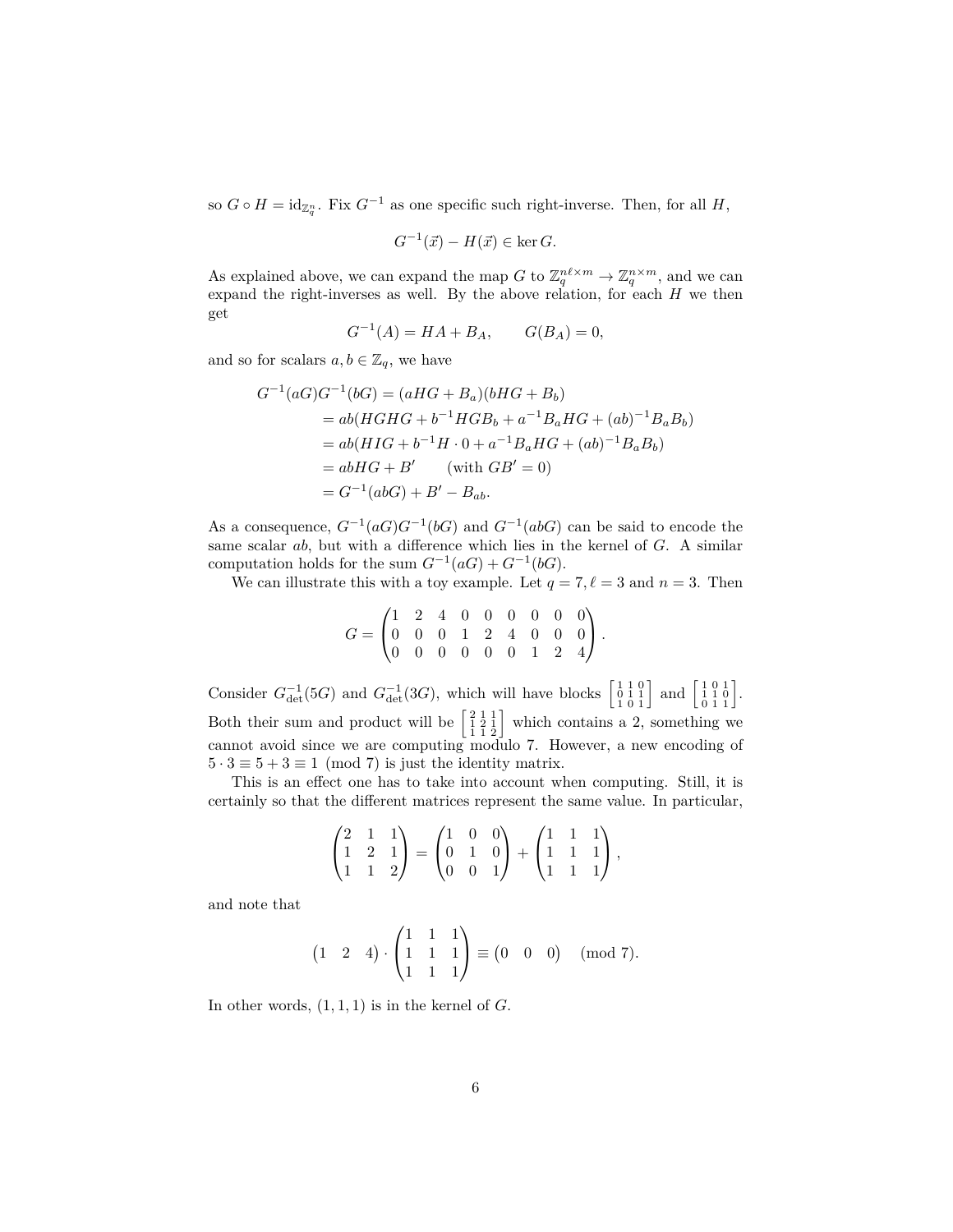so $G \circ H = \mathrm{id}_{\mathbb{Z}_q^n}$. Fix $G^{-1}$ as one specific such right-inverse. Then, for all $H$,

$$G^{-1}(\vec{x}) - H(\vec{x}) \in \ker G.$$

As explained above, we can expand the map $G$ to $\mathbb{Z}_q^{n\ell\times m} \to \mathbb{Z}_q^{n\times m}$, and we can expand the right-inverses as well. By the above relation, for each $H$ we then get

$$G^{-1}(A) = HA + B_A, \qquad G(B_A) = 0,$$

and so for scalars $a, b \in \mathbb{Z}_q$, we have

$$\begin{aligned}
G^{-1}(aG)G^{-1}(bG) &= (aHG + B_a)(bHG + B_b) \\
&= ab(HGHG + b^{-1}HGB_b + a^{-1}B_aHG + (ab)^{-1}B_aB_b) \\
&= ab(HIG + b^{-1}H \cdot 0 + a^{-1}B_aHG + (ab)^{-1}B_aB_b) \\
&= abHG + B' \qquad (\text{with } GB' = 0) \\
&= G^{-1}(abG) + B' - B_{ab}.
\end{aligned}$$

As a consequence, $G^{-1}(aG)G^{-1}(bG)$ and $G^{-1}(abG)$ can be said to encode the same scalar $ab$, but with a difference which lies in the kernel of $G$. A similar computation holds for the sum $G^{-1}(aG) + G^{-1}(bG)$.

We can illustrate this with a toy example. Let $q = 7, \ell = 3$ and $n = 3$. Then

$$G = \begin{pmatrix} 1 & 2 & 4 & 0 & 0 & 0 & 0 & 0 & 0 \\ 0 & 0 & 0 & 1 & 2 & 4 & 0 & 0 & 0 \\ 0 & 0 & 0 & 0 & 0 & 0 & 1 & 2 & 4 \end{pmatrix}.$$

Consider $G^{-1}_{\mathrm{det}}(5G)$ and $G^{-1}_{\mathrm{det}}(3G)$, which will have blocks $\left[\begin{smallmatrix} 1 & 1 & 0 \\ 0 & 1 & 1 \\ 1 & 0 & 1 \end{smallmatrix}\right]$ and $\left[\begin{smallmatrix} 1 & 0 & 1 \\ 1 & 1 & 0 \\ 0 & 1 & 1 \end{smallmatrix}\right]$. Both their sum and product will be $\left[\begin{smallmatrix} 2 & 1 & 1 \\ 1 & 2 & 1 \\ 1 & 1 & 2 \end{smallmatrix}\right]$ which contains a 2, something we cannot avoid since we are computing modulo 7. However, a new encoding of $5 \cdot 3 \equiv 5 + 3 \equiv 1 \pmod 7$ is just the identity matrix.

This is an effect one has to take into account when computing. Still, it is certainly so that the different matrices represent the same value. In particular,

$$\begin{pmatrix} 2 & 1 & 1 \\ 1 & 2 & 1 \\ 1 & 1 & 2 \end{pmatrix} = \begin{pmatrix} 1 & 0 & 0 \\ 0 & 1 & 0 \\ 0 & 0 & 1 \end{pmatrix} + \begin{pmatrix} 1 & 1 & 1 \\ 1 & 1 & 1 \\ 1 & 1 & 1 \end{pmatrix},$$

and note that

$$\begin{pmatrix} 1 & 2 & 4 \end{pmatrix} \cdot \begin{pmatrix} 1 & 1 & 1 \\ 1 & 1 & 1 \\ 1 & 1 & 1 \end{pmatrix} \equiv \begin{pmatrix} 0 & 0 & 0 \end{pmatrix} \pmod 7.$$

In other words, $(1, 1, 1)$ is in the kernel of $G$.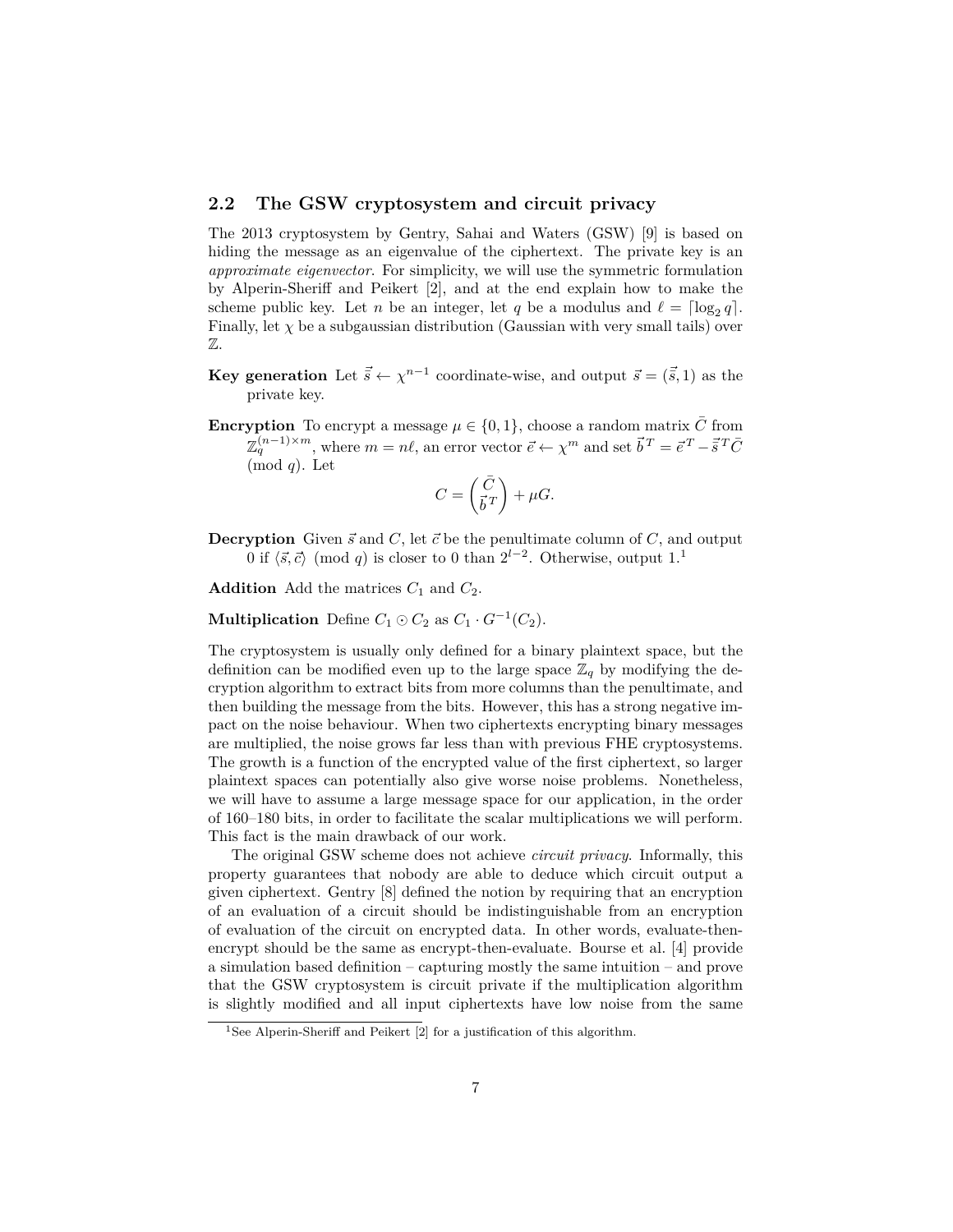## 2.2 The GSW cryptosystem and circuit privacy

The 2013 cryptosystem by Gentry, Sahai and Waters (GSW) [9] is based on hiding the message as an eigenvalue of the ciphertext. The private key is an *approximate eigenvector*. For simplicity, we will use the symmetric formulation by Alperin-Sheriff and Peikert [2], and at the end explain how to make the scheme public key. Let $n$ be an integer, let $q$ be a modulus and $\ell = \lceil \log_2 q \rceil$. Finally, let $\chi$ be a subgaussian distribution (Gaussian with very small tails) over $\mathbb{Z}$.

**Key generation** Let $\vec{\bar{s}} \leftarrow \chi^{n-1}$ coordinate-wise, and output $\vec{s} = (\vec{\bar{s}}, 1)$ as the private key.

**Encryption** To encrypt a message $\mu \in \{0, 1\}$, choose a random matrix $\bar{C}$ from $\mathbb{Z}_q^{(n-1)\times m}$, where $m = n\ell$, an error vector $\vec{e} \leftarrow \chi^m$ and set $\vec{b}^T = \vec{e}^T - \vec{\bar{s}}^T \bar{C} \pmod{q}$. Let

$$C = \begin{pmatrix} \bar{C} \\ \vec{b}^T \end{pmatrix} + \mu G.$$

**Decryption** Given $\vec{s}$ and $C$, let $\vec{c}$ be the penultimate column of $C$, and output 0 if $\langle \vec{s}, \vec{c} \rangle \pmod{q}$ is closer to 0 than $2^{l-2}$. Otherwise, output 1.[1]

**Addition** Add the matrices $C_1$ and $C_2$.

**Multiplication** Define $C_1 \odot C_2$ as $C_1 \cdot G^{-1}(C_2)$.

The cryptosystem is usually only defined for a binary plaintext space, but the definition can be modified even up to the large space $\mathbb{Z}_q$ by modifying the decryption algorithm to extract bits from more columns than the penultimate, and then building the message from the bits. However, this has a strong negative impact on the noise behaviour. When two ciphertexts encrypting binary messages are multiplied, the noise grows far less than with previous FHE cryptosystems. The growth is a function of the encrypted value of the first ciphertext, so larger plaintext spaces can potentially also give worse noise problems. Nonetheless, we will have to assume a large message space for our application, in the order of 160–180 bits, in order to facilitate the scalar multiplications we will perform. This fact is the main drawback of our work.

The original GSW scheme does not achieve *circuit privacy*. Informally, this property guarantees that nobody are able to deduce which circuit output a given ciphertext. Gentry [8] defined the notion by requiring that an encryption of an evaluation of a circuit should be indistinguishable from an encryption of evaluation of the circuit on encrypted data. In other words, evaluate-then-encrypt should be the same as encrypt-then-evaluate. Bourse et al. [4] provide a simulation based definition – capturing mostly the same intuition – and prove that the GSW cryptosystem is circuit private if the multiplication algorithm is slightly modified and all input ciphertexts have low noise from the same

[1] See Alperin-Sheriff and Peikert [2] for a justification of this algorithm.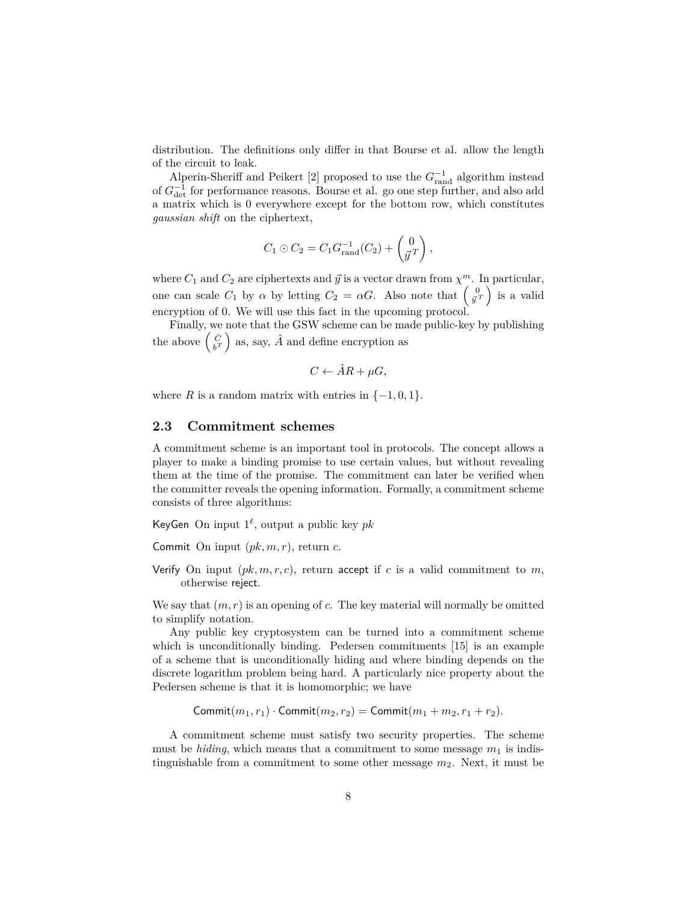distribution. The definitions only differ in that Bourse et al. allow the length of the circuit to leak.

Alperin-Sheriff and Peikert [2] proposed to use the $G^{-1}_{\text{rand}}$ algorithm instead of $G^{-1}_{\text{det}}$ for performance reasons. Bourse et al. go one step further, and also add a matrix which is 0 everywhere except for the bottom row, which constitutes *gaussian shift* on the ciphertext,

$$C_1 \odot C_2 = C_1 G^{-1}_{\text{rand}}(C_2) + \begin{pmatrix} 0 \\ \vec{y}^T \end{pmatrix},$$

where $C_1$ and $C_2$ are ciphertexts and $\vec{y}$ is a vector drawn from $\chi^m$. In particular, one can scale $C_1$ by $\alpha$ by letting $C_2 = \alpha G$. Also note that $\left(\begin{smallmatrix} 0 \\ \vec{y}^T \end{smallmatrix}\right)$ is a valid encryption of 0. We will use this fact in the upcoming protocol.

Finally, we note that the GSW scheme can be made public-key by publishing the above $\left(\begin{smallmatrix} \bar{C} \\ b^T \end{smallmatrix}\right)$ as, say, $\hat{A}$ and define encryption as

$$C \leftarrow \hat{A}R + \mu G,$$

where $R$ is a random matrix with entries in $\{-1, 0, 1\}$.

## 2.3 Commitment schemes

A commitment scheme is an important tool in protocols. The concept allows a player to make a binding promise to use certain values, but without revealing them at the time of the promise. The commitment can later be verified when the committer reveals the opening information. Formally, a commitment scheme consists of three algorithms:

KeyGen On input $1^\ell$, output a public key $pk$

Commit On input $(pk, m, r)$, return $c$.

Verify On input $(pk, m, r, c)$, return accept if $c$ is a valid commitment to $m$, otherwise reject.

We say that $(m, r)$ is an opening of $c$. The key material will normally be omitted to simplify notation.

Any public key cryptosystem can be turned into a commitment scheme which is unconditionally binding. Pedersen commitments [15] is an example of a scheme that is unconditionally hiding and where binding depends on the discrete logarithm problem being hard. A particularly nice property about the Pedersen scheme is that it is homomorphic; we have

$$\mathsf{Commit}(m_1, r_1) \cdot \mathsf{Commit}(m_2, r_2) = \mathsf{Commit}(m_1 + m_2, r_1 + r_2).$$

A commitment scheme must satisfy two security properties. The scheme must be *hiding*, which means that a commitment to some message $m_1$ is indistinguishable from a commitment to some other message $m_2$. Next, it must be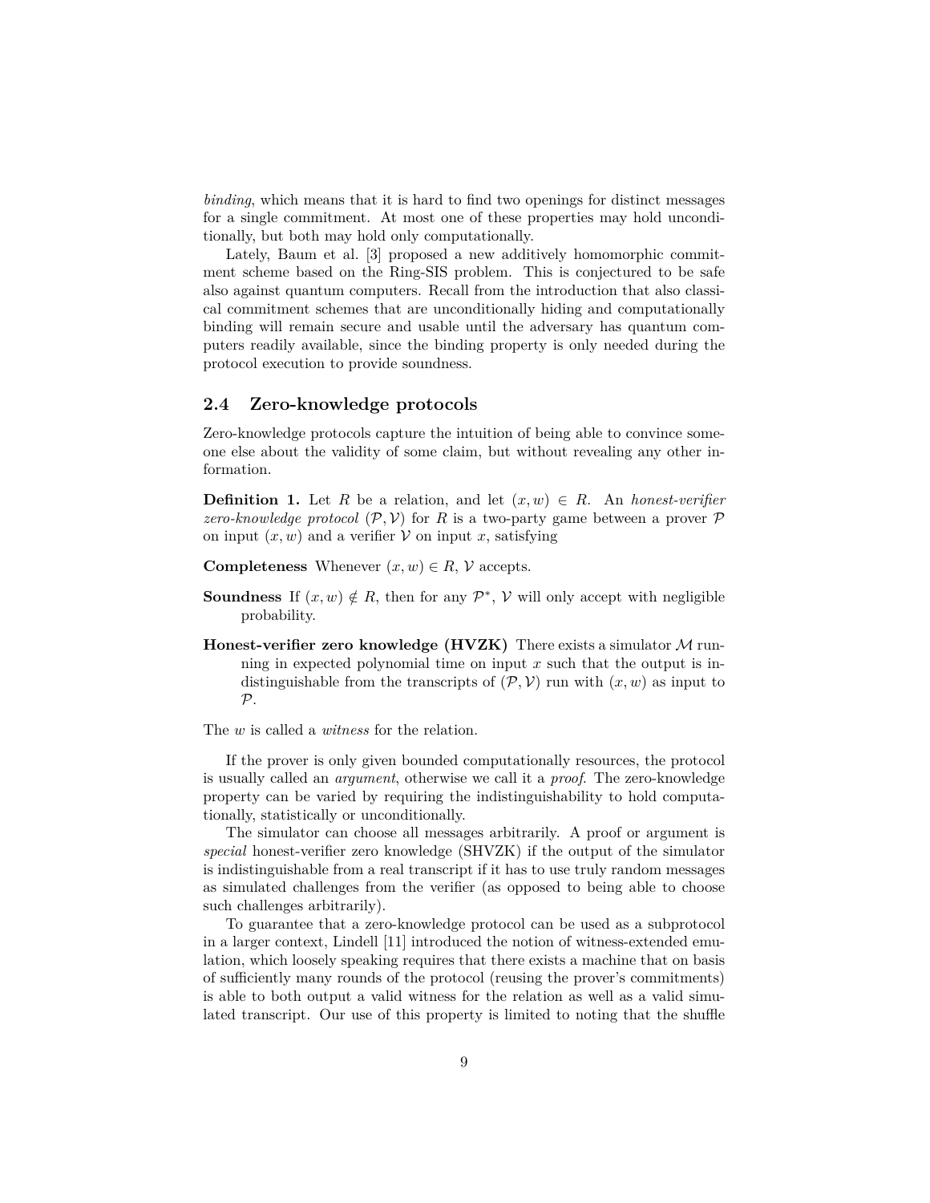*binding*, which means that it is hard to find two openings for distinct messages for a single commitment. At most one of these properties may hold unconditionally, but both may hold only computationally.

Lately, Baum et al. [3] proposed a new additively homomorphic commitment scheme based on the Ring-SIS problem. This is conjectured to be safe also against quantum computers. Recall from the introduction that also classical commitment schemes that are unconditionally hiding and computationally binding will remain secure and usable until the adversary has quantum computers readily available, since the binding property is only needed during the protocol execution to provide soundness.

### 2.4 Zero-knowledge protocols

Zero-knowledge protocols capture the intuition of being able to convince someone else about the validity of some claim, but without revealing any other information.

**Definition 1.** Let $R$ be a relation, and let $(x, w) \in R$. An *honest-verifier zero-knowledge protocol* $(\mathcal{P}, \mathcal{V})$ for $R$ is a two-party game between a prover $\mathcal{P}$ on input $(x, w)$ and a verifier $\mathcal{V}$ on input $x$, satisfying

**Completeness** Whenever $(x, w) \in R$, $\mathcal{V}$ accepts.

**Soundness** If $(x, w) \notin R$, then for any $\mathcal{P}^*$, $\mathcal{V}$ will only accept with negligible probability.

**Honest-verifier zero knowledge (HVZK)** There exists a simulator $\mathcal{M}$ running in expected polynomial time on input $x$ such that the output is indistinguishable from the transcripts of $(\mathcal{P}, \mathcal{V})$ run with $(x, w)$ as input to $\mathcal{P}$.

The $w$ is called a *witness* for the relation.

If the prover is only given bounded computationally resources, the protocol is usually called an *argument*, otherwise we call it a *proof*. The zero-knowledge property can be varied by requiring the indistinguishability to hold computationally, statistically or unconditionally.

The simulator can choose all messages arbitrarily. A proof or argument is *special* honest-verifier zero knowledge (SHVZK) if the output of the simulator is indistinguishable from a real transcript if it has to use truly random messages as simulated challenges from the verifier (as opposed to being able to choose such challenges arbitrarily).

To guarantee that a zero-knowledge protocol can be used as a subprotocol in a larger context, Lindell [11] introduced the notion of witness-extended emulation, which loosely speaking requires that there exists a machine that on basis of sufficiently many rounds of the protocol (reusing the prover's commitments) is able to both output a valid witness for the relation as well as a valid simulated transcript. Our use of this property is limited to noting that the shuffle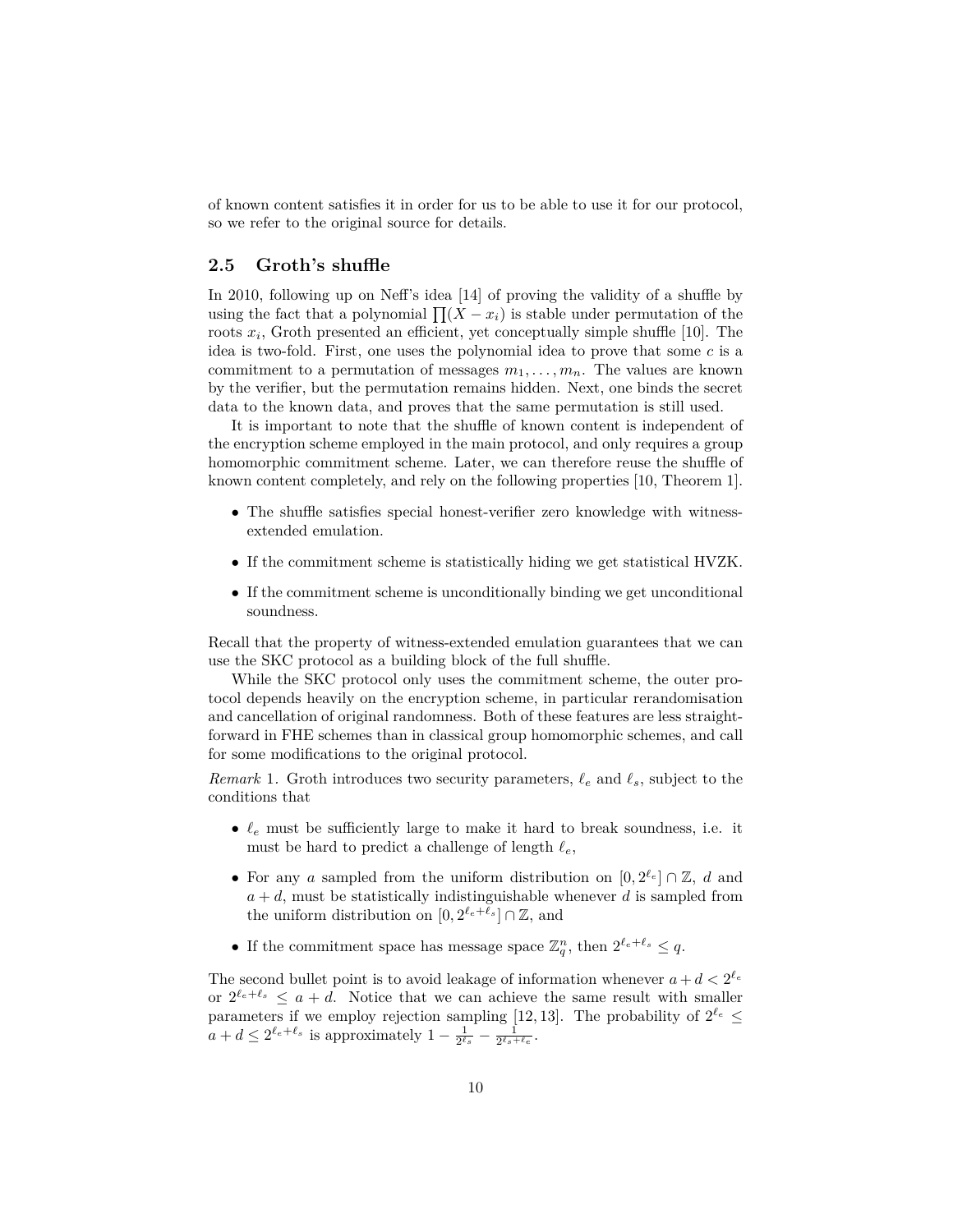of known content satisfies it in order for us to be able to use it for our protocol, so we refer to the original source for details.

## 2.5 Groth's shuffle

In 2010, following up on Neff's idea [14] of proving the validity of a shuffle by using the fact that a polynomial $\prod(X - x_i)$ is stable under permutation of the roots $x_i$, Groth presented an efficient, yet conceptually simple shuffle [10]. The idea is two-fold. First, one uses the polynomial idea to prove that some $c$ is a commitment to a permutation of messages $m_1, \ldots, m_n$. The values are known by the verifier, but the permutation remains hidden. Next, one binds the secret data to the known data, and proves that the same permutation is still used.

It is important to note that the shuffle of known content is independent of the encryption scheme employed in the main protocol, and only requires a group homomorphic commitment scheme. Later, we can therefore reuse the shuffle of known content completely, and rely on the following properties [10, Theorem 1].

- The shuffle satisfies special honest-verifier zero knowledge with witness-extended emulation.
- If the commitment scheme is statistically hiding we get statistical HVZK.
- If the commitment scheme is unconditionally binding we get unconditional soundness.

Recall that the property of witness-extended emulation guarantees that we can use the SKC protocol as a building block of the full shuffle.

While the SKC protocol only uses the commitment scheme, the outer protocol depends heavily on the encryption scheme, in particular rerandomisation and cancellation of original randomness. Both of these features are less straightforward in FHE schemes than in classical group homomorphic schemes, and call for some modifications to the original protocol.

*Remark* 1. Groth introduces two security parameters, $\ell_e$ and $\ell_s$, subject to the conditions that

- $\ell_e$ must be sufficiently large to make it hard to break soundness, i.e. it must be hard to predict a challenge of length $\ell_e$,
- For any $a$ sampled from the uniform distribution on $[0, 2^{\ell_e}] \cap \mathbb{Z}$, $d$ and $a + d$, must be statistically indistinguishable whenever $d$ is sampled from the uniform distribution on $[0, 2^{\ell_e+\ell_s}] \cap \mathbb{Z}$, and
- If the commitment space has message space $\mathbb{Z}_q^n$, then $2^{\ell_e+\ell_s} \leq q$.

The second bullet point is to avoid leakage of information whenever $a + d < 2^{\ell_e}$ or $2^{\ell_e+\ell_s} \leq a + d$. Notice that we can achieve the same result with smaller parameters if we employ rejection sampling [12, 13]. The probability of $2^{\ell_e} \leq a + d \leq 2^{\ell_e+\ell_s}$ is approximately $1 - \frac{1}{2^{\ell_s}} - \frac{1}{2^{\ell_s+\ell_e}}$.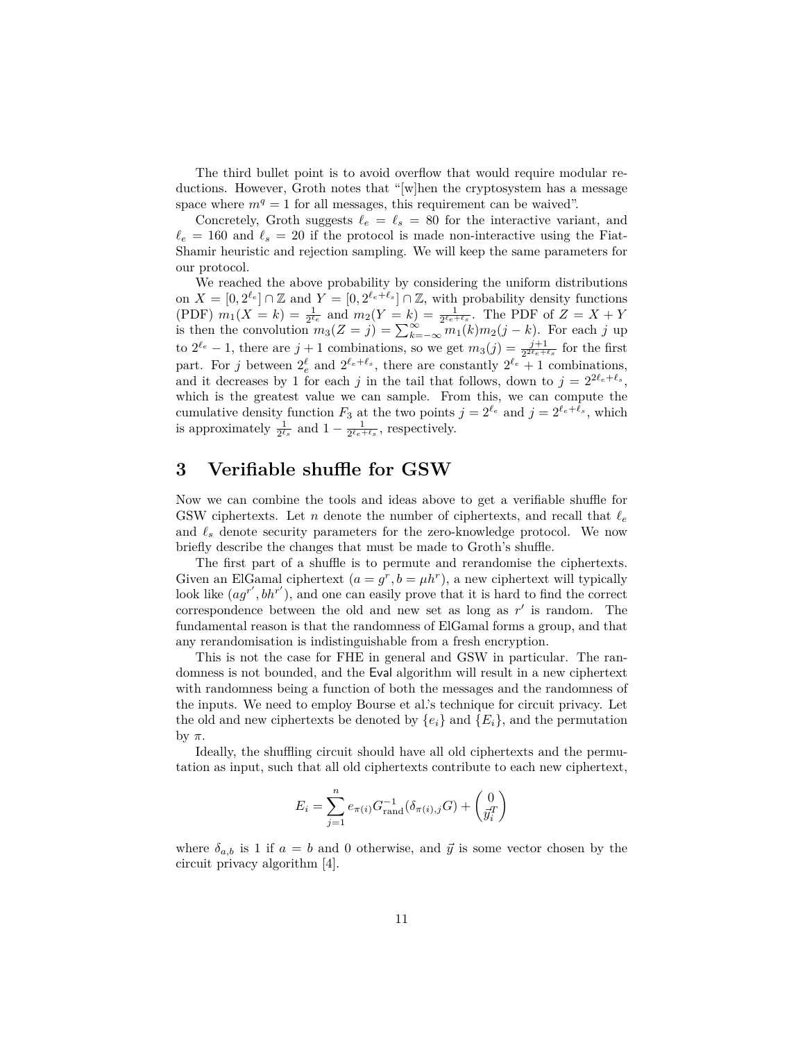The third bullet point is to avoid overflow that would require modular reductions. However, Groth notes that "[w]hen the cryptosystem has a message space where $m^q = 1$ for all messages, this requirement can be waived".

Concretely, Groth suggests $\ell_e = \ell_s = 80$ for the interactive variant, and $\ell_e = 160$ and $\ell_s = 20$ if the protocol is made non-interactive using the Fiat-Shamir heuristic and rejection sampling. We will keep the same parameters for our protocol.

We reached the above probability by considering the uniform distributions on $X = [0, 2^{\ell_e}] \cap \mathbb{Z}$ and $Y = [0, 2^{\ell_e+\ell_s}] \cap \mathbb{Z}$, with probability density functions (PDF) $m_1(X = k) = \frac{1}{2^{\ell_e}}$ and $m_2(Y = k) = \frac{1}{2^{\ell_e+\ell_s}}$. The PDF of $Z = X + Y$ is then the convolution $m_3(Z = j) = \sum_{k=-\infty}^{\infty} m_1(k)m_2(j-k)$. For each $j$ up to $2^{\ell_e} - 1$, there are $j+1$ combinations, so we get $m_3(j) = \frac{j+1}{2^{2\ell_e+\ell_s}}$ for the first part. For $j$ between $2^{\ell}_e$ and $2^{\ell_e+\ell_s}$, there are constantly $2^{\ell_e} + 1$ combinations, and it decreases by 1 for each $j$ in the tail that follows, down to $j = 2^{2\ell_e+\ell_s}$, which is the greatest value we can sample. From this, we can compute the cumulative density function $F_3$ at the two points $j = 2^{\ell_e}$ and $j = 2^{\ell_e+\ell_s}$, which is approximately $\frac{1}{2^{\ell_s}}$ and $1 - \frac{1}{2^{\ell_e+\ell_s}}$, respectively.

## 3 Verifiable shuffle for GSW

Now we can combine the tools and ideas above to get a verifiable shuffle for GSW ciphertexts. Let $n$ denote the number of ciphertexts, and recall that $\ell_e$ and $\ell_s$ denote security parameters for the zero-knowledge protocol. We now briefly describe the changes that must be made to Groth's shuffle.

The first part of a shuffle is to permute and rerandomise the ciphertexts. Given an ElGamal ciphertext $(a = g^r, b = \mu h^r)$, a new ciphertext will typically look like $(ag^{r'}, bh^{r'})$, and one can easily prove that it is hard to find the correct correspondence between the old and new set as long as $r'$ is random. The fundamental reason is that the randomness of ElGamal forms a group, and that any rerandomisation is indistinguishable from a fresh encryption.

This is not the case for FHE in general and GSW in particular. The randomness is not bounded, and the $\mathsf{Eval}$ algorithm will result in a new ciphertext with randomness being a function of both the messages and the randomness of the inputs. We need to employ Bourse et al.'s technique for circuit privacy. Let the old and new ciphertexts be denoted by $\{e_i\}$ and $\{E_i\}$, and the permutation by $\pi$.

Ideally, the shuffling circuit should have all old ciphertexts and the permutation as input, such that all old ciphertexts contribute to each new ciphertext,

$$E_i = \sum_{j=1}^{n} e_{\pi(i)} G^{-1}_{\text{rand}}(\delta_{\pi(i),j} G) + \begin{pmatrix} 0 \\ \vec{y}_i^T \end{pmatrix}$$

where $\delta_{a,b}$ is 1 if $a = b$ and 0 otherwise, and $\vec{y}$ is some vector chosen by the circuit privacy algorithm [4].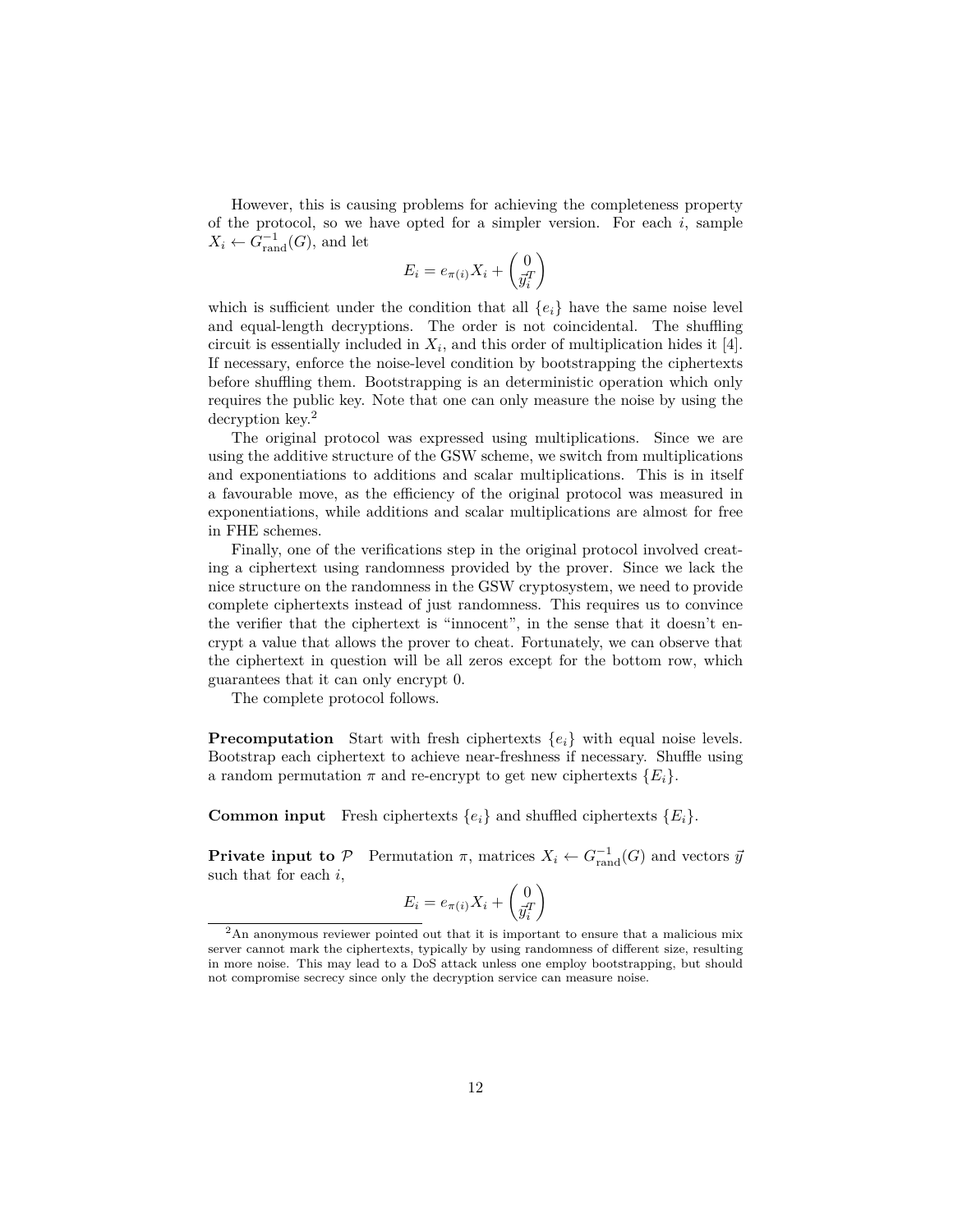However, this is causing problems for achieving the completeness property of the protocol, so we have opted for a simpler version. For each $i$, sample $X_i \leftarrow G^{-1}_{\text{rand}}(G)$, and let

$$E_i = e_{\pi(i)} X_i + \begin{pmatrix} 0 \\ \vec{y}_i^T \end{pmatrix}$$

which is sufficient under the condition that all $\{e_i\}$ have the same noise level and equal-length decryptions. The order is not coincidental. The shuffling circuit is essentially included in $X_i$, and this order of multiplication hides it [4]. If necessary, enforce the noise-level condition by bootstrapping the ciphertexts before shuffling them. Bootstrapping is an deterministic operation which only requires the public key. Note that one can only measure the noise by using the decryption key.[2]

The original protocol was expressed using multiplications. Since we are using the additive structure of the GSW scheme, we switch from multiplications and exponentiations to additions and scalar multiplications. This is in itself a favourable move, as the efficiency of the original protocol was measured in exponentiations, while additions and scalar multiplications are almost for free in FHE schemes.

Finally, one of the verifications step in the original protocol involved creating a ciphertext using randomness provided by the prover. Since we lack the nice structure on the randomness in the GSW cryptosystem, we need to provide complete ciphertexts instead of just randomness. This requires us to convince the verifier that the ciphertext is "innocent", in the sense that it doesn't encrypt a value that allows the prover to cheat. Fortunately, we can observe that the ciphertext in question will be all zeros except for the bottom row, which guarantees that it can only encrypt 0.

The complete protocol follows.

**Precomputation** Start with fresh ciphertexts $\{e_i\}$ with equal noise levels. Bootstrap each ciphertext to achieve near-freshness if necessary. Shuffle using a random permutation $\pi$ and re-encrypt to get new ciphertexts $\{E_i\}$.

**Common input** Fresh ciphertexts $\{e_i\}$ and shuffled ciphertexts $\{E_i\}$.

**Private input to $\mathcal{P}$** Permutation $\pi$, matrices $X_i \leftarrow G^{-1}_{\text{rand}}(G)$ and vectors $\vec{y}$ such that for each $i$,

$$E_i = e_{\pi(i)} X_i + \begin{pmatrix} 0 \\ \vec{y}_i^T \end{pmatrix}$$

[2] An anonymous reviewer pointed out that it is important to ensure that a malicious mix server cannot mark the ciphertexts, typically by using randomness of different size, resulting in more noise. This may lead to a DoS attack unless one employ bootstrapping, but should not compromise secrecy since only the decryption service can measure noise.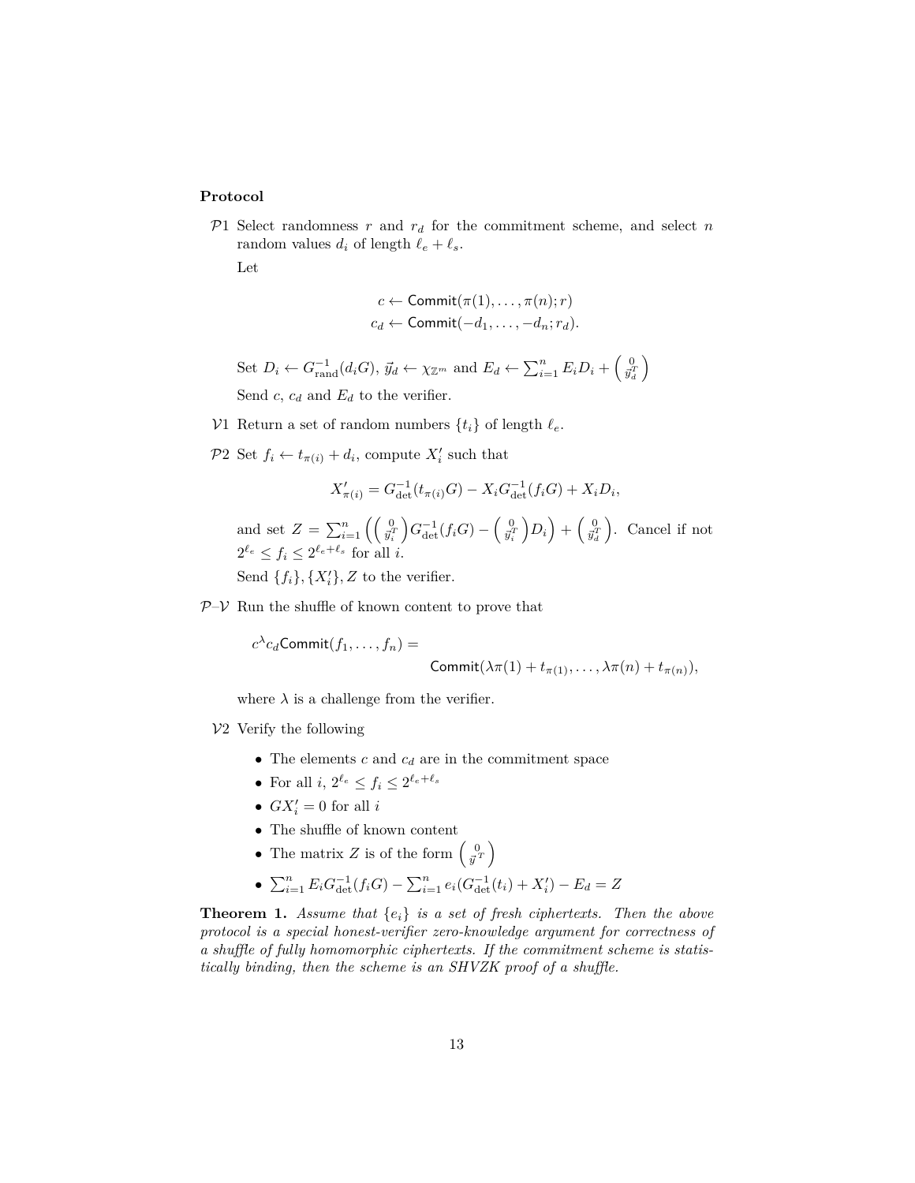**Protocol**

$\mathcal{P}1$ Select randomness $r$ and $r_d$ for the commitment scheme, and select $n$ random values $d_i$ of length $\ell_e + \ell_s$.

Let

$$c \leftarrow \mathsf{Commit}(\pi(1), \ldots, \pi(n); r)$$
$$c_d \leftarrow \mathsf{Commit}(-d_1, \ldots, -d_n; r_d).$$

Set $D_i \leftarrow G^{-1}_{\text{rand}}(d_i G)$, $\vec{y}_d \leftarrow \chi_{\mathbb{Z}^m}$ and $E_d \leftarrow \sum_{i=1}^{n} E_i D_i + \begin{pmatrix} 0 \\ \vec{y}_d^T \end{pmatrix}$

Send $c$, $c_d$ and $E_d$ to the verifier.

$\mathcal{V}1$ Return a set of random numbers $\{t_i\}$ of length $\ell_e$.

$\mathcal{P}2$ Set $f_i \leftarrow t_{\pi(i)} + d_i$, compute $X'_i$ such that

$$X'_{\pi(i)} = G^{-1}_{\text{det}}(t_{\pi(i)} G) - X_i G^{-1}_{\text{det}}(f_i G) + X_i D_i,$$

and set $Z = \sum_{i=1}^{n} \left( \begin{pmatrix} 0 \\ \vec{y}_i^T \end{pmatrix} G^{-1}_{\text{det}}(f_i G) - \begin{pmatrix} 0 \\ \vec{y}_i^T \end{pmatrix} D_i \right) + \begin{pmatrix} 0 \\ \vec{y}_d^T \end{pmatrix}$. Cancel if not $2^{\ell_e} \leq f_i \leq 2^{\ell_e + \ell_s}$ for all $i$.

Send $\{f_i\}, \{X'_i\}, Z$ to the verifier.

$\mathcal{P}$–$\mathcal{V}$ Run the shuffle of known content to prove that

$$c^{\lambda} c_d \mathsf{Commit}(f_1, \ldots, f_n) = \mathsf{Commit}(\lambda \pi(1) + t_{\pi(1)}, \ldots, \lambda \pi(n) + t_{\pi(n)}),$$

where $\lambda$ is a challenge from the verifier.

$\mathcal{V}2$ Verify the following

- The elements $c$ and $c_d$ are in the commitment space
- For all $i$, $2^{\ell_e} \leq f_i \leq 2^{\ell_e + \ell_s}$
- $G X'_i = 0$ for all $i$
- The shuffle of known content
- The matrix $Z$ is of the form $\begin{pmatrix} 0 \\ \vec{y}^T \end{pmatrix}$
- $\sum_{i=1}^{n} E_i G^{-1}_{\text{det}}(f_i G) - \sum_{i=1}^{n} e_i (G^{-1}_{\text{det}}(t_i) + X'_i) - E_d = Z$

**Theorem 1.** *Assume that $\{e_i\}$ is a set of fresh ciphertexts. Then the above protocol is a special honest-verifier zero-knowledge argument for correctness of a shuffle of fully homomorphic ciphertexts. If the commitment scheme is statistically binding, then the scheme is an SHVZK proof of a shuffle.*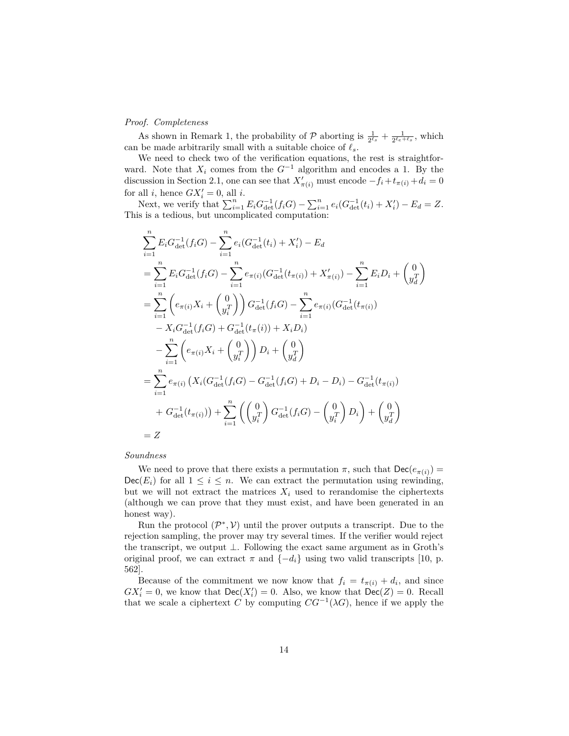*Proof. Completeness*

As shown in Remark 1, the probability of $\mathcal{P}$ aborting is $\frac{1}{2^{\ell_s}} + \frac{1}{2^{\ell_e+\ell_s}}$, which can be made arbitrarily small with a suitable choice of $\ell_s$.

We need to check two of the verification equations, the rest is straightforward. Note that $X_i$ comes from the $G^{-1}$ algorithm and encodes a 1. By the discussion in Section 2.1, one can see that $X'_{\pi(i)}$ must encode $-f_i + t_{\pi(i)} + d_i = 0$ for all $i$, hence $GX'_i = 0$, all $i$.

Next, we verify that $\sum_{i=1}^n E_i G^{-1}_{\text{det}}(f_i G) - \sum_{i=1}^n e_i(G^{-1}_{\text{det}}(t_i) + X'_i) - E_d = Z$. This is a tedious, but uncomplicated computation:

$$
\begin{aligned}
&\sum_{i=1}^n E_i G^{-1}_{\text{det}}(f_i G) - \sum_{i=1}^n e_i(G^{-1}_{\text{det}}(t_i) + X'_i) - E_d \\
&= \sum_{i=1}^n E_i G^{-1}_{\text{det}}(f_i G) - \sum_{i=1}^n e_{\pi(i)}(G^{-1}_{\text{det}}(t_{\pi(i)}) + X'_{\pi(i)}) - \sum_{i=1}^n E_i D_i + \begin{pmatrix} 0 \\ y_d^T \end{pmatrix} \\
&= \sum_{i=1}^n \left( e_{\pi(i)} X_i + \begin{pmatrix} 0 \\ y_i^T \end{pmatrix} \right) G^{-1}_{\text{det}}(f_i G) - \sum_{i=1}^n e_{\pi(i)}(G^{-1}_{\text{det}}(t_{\pi(i)}) \\
&\quad - X_i G^{-1}_{\text{det}}(f_i G) + G^{-1}_{\text{det}}(t_\pi(i)) + X_i D_i) \\
&\quad - \sum_{i=1}^n \left( e_{\pi(i)} X_i + \begin{pmatrix} 0 \\ y_i^T \end{pmatrix} \right) D_i + \begin{pmatrix} 0 \\ y_d^T \end{pmatrix} \\
&= \sum_{i=1}^n e_{\pi(i)} \left( X_i (G^{-1}_{\text{det}}(f_i G) - G^{-1}_{\text{det}}(f_i G) + D_i - D_i) - G^{-1}_{\text{det}}(t_{\pi(i)}) \right. \\
&\quad \left. + \, G^{-1}_{\text{det}}(t_{\pi(i)}) \right) + \sum_{i=1}^n \left( \begin{pmatrix} 0 \\ y_i^T \end{pmatrix} G^{-1}_{\text{det}}(f_i G) - \begin{pmatrix} 0 \\ y_i^T \end{pmatrix} D_i \right) + \begin{pmatrix} 0 \\ y_d^T \end{pmatrix} \\
&= Z
\end{aligned}
$$

*Soundness*

We need to prove that there exists a permutation $\pi$, such that $\mathsf{Dec}(e_{\pi(i)}) = \mathsf{Dec}(E_i)$ for all $1 \leq i \leq n$. We can extract the permutation using rewinding, but we will not extract the matrices $X_i$ used to rerandomise the ciphertexts (although we can prove that they must exist, and have been generated in an honest way).

Run the protocol $(\mathcal{P}^*, \mathcal{V})$ until the prover outputs a transcript. Due to the rejection sampling, the prover may try several times. If the verifier would reject the transcript, we output $\perp$. Following the exact same argument as in Groth's original proof, we can extract $\pi$ and $\{-d_i\}$ using two valid transcripts [10, p. 562].

Because of the commitment we now know that $f_i = t_{\pi(i)} + d_i$, and since $GX'_i = 0$, we know that $\mathsf{Dec}(X'_i) = 0$. Also, we know that $\mathsf{Dec}(Z) = 0$. Recall that we scale a ciphertext $C$ by computing $CG^{-1}(\lambda G)$, hence if we apply the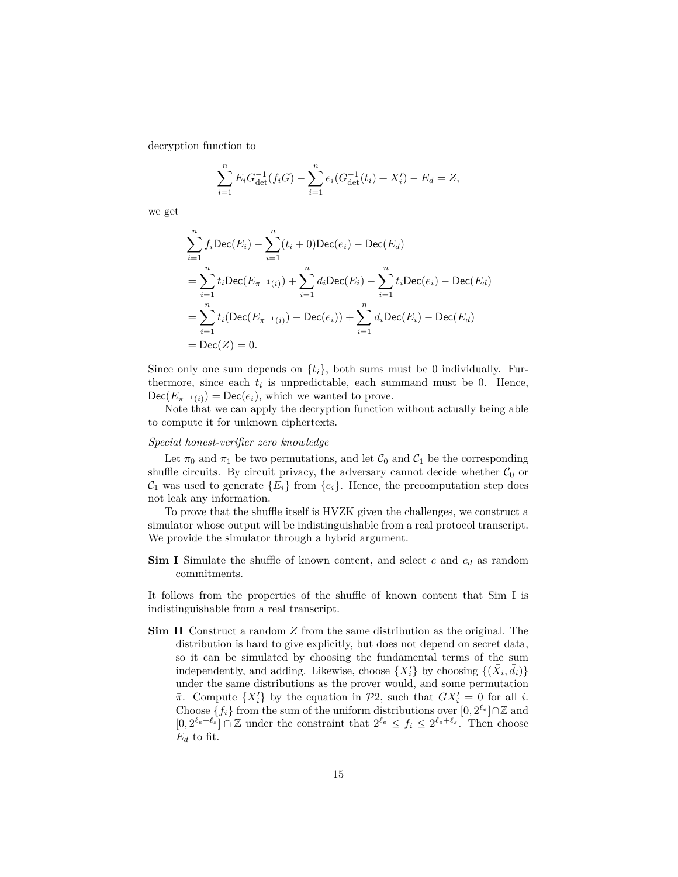decryption function to

$$\sum_{i=1}^{n} E_i G_{\det}^{-1}(f_i G) - \sum_{i=1}^{n} e_i (G_{\det}^{-1}(t_i) + X_i') - E_d = Z,$$

we get

$$\begin{aligned}
&\sum_{i=1}^{n} f_i \mathsf{Dec}(E_i) - \sum_{i=1}^{n} (t_i + 0)\mathsf{Dec}(e_i) - \mathsf{Dec}(E_d) \\
&= \sum_{i=1}^{n} t_i \mathsf{Dec}(E_{\pi^{-1}(i)}) + \sum_{i=1}^{n} d_i \mathsf{Dec}(E_i) - \sum_{i=1}^{n} t_i \mathsf{Dec}(e_i) - \mathsf{Dec}(E_d) \\
&= \sum_{i=1}^{n} t_i (\mathsf{Dec}(E_{\pi^{-1}(i)}) - \mathsf{Dec}(e_i)) + \sum_{i=1}^{n} d_i \mathsf{Dec}(E_i) - \mathsf{Dec}(E_d) \\
&= \mathsf{Dec}(Z) = 0.
\end{aligned}$$

Since only one sum depends on $\{t_i\}$, both sums must be 0 individually. Furthermore, since each $t_i$ is unpredictable, each summand must be 0. Hence, $\mathsf{Dec}(E_{\pi^{-1}(i)}) = \mathsf{Dec}(e_i)$, which we wanted to prove.

Note that we can apply the decryption function without actually being able to compute it for unknown ciphertexts.

*Special honest-verifier zero knowledge*

Let $\pi_0$ and $\pi_1$ be two permutations, and let $\mathcal{C}_0$ and $\mathcal{C}_1$ be the corresponding shuffle circuits. By circuit privacy, the adversary cannot decide whether $\mathcal{C}_0$ or $\mathcal{C}_1$ was used to generate $\{E_i\}$ from $\{e_i\}$. Hence, the precomputation step does not leak any information.

To prove that the shuffle itself is HVZK given the challenges, we construct a simulator whose output will be indistinguishable from a real protocol transcript. We provide the simulator through a hybrid argument.

**Sim I** Simulate the shuffle of known content, and select $c$ and $c_d$ as random commitments.

It follows from the properties of the shuffle of known content that Sim I is indistinguishable from a real transcript.

**Sim II** Construct a random $Z$ from the same distribution as the original. The distribution is hard to give explicitly, but does not depend on secret data, so it can be simulated by choosing the fundamental terms of the sum independently, and adding. Likewise, choose $\{X_i'\}$ by choosing $\{(\bar{X}_i, \bar{d}_i)\}$ under the same distributions as the prover would, and some permutation $\bar{\pi}$. Compute $\{X_i'\}$ by the equation in $\mathcal{P}2$, such that $GX_i' = 0$ for all $i$. Choose $\{f_i\}$ from the sum of the uniform distributions over $[0, 2^{\ell_e}] \cap \mathbb{Z}$ and $[0, 2^{\ell_e + \ell_s}] \cap \mathbb{Z}$ under the constraint that $2^{\ell_e} \leq f_i \leq 2^{\ell_e + \ell_s}$. Then choose $E_d$ to fit.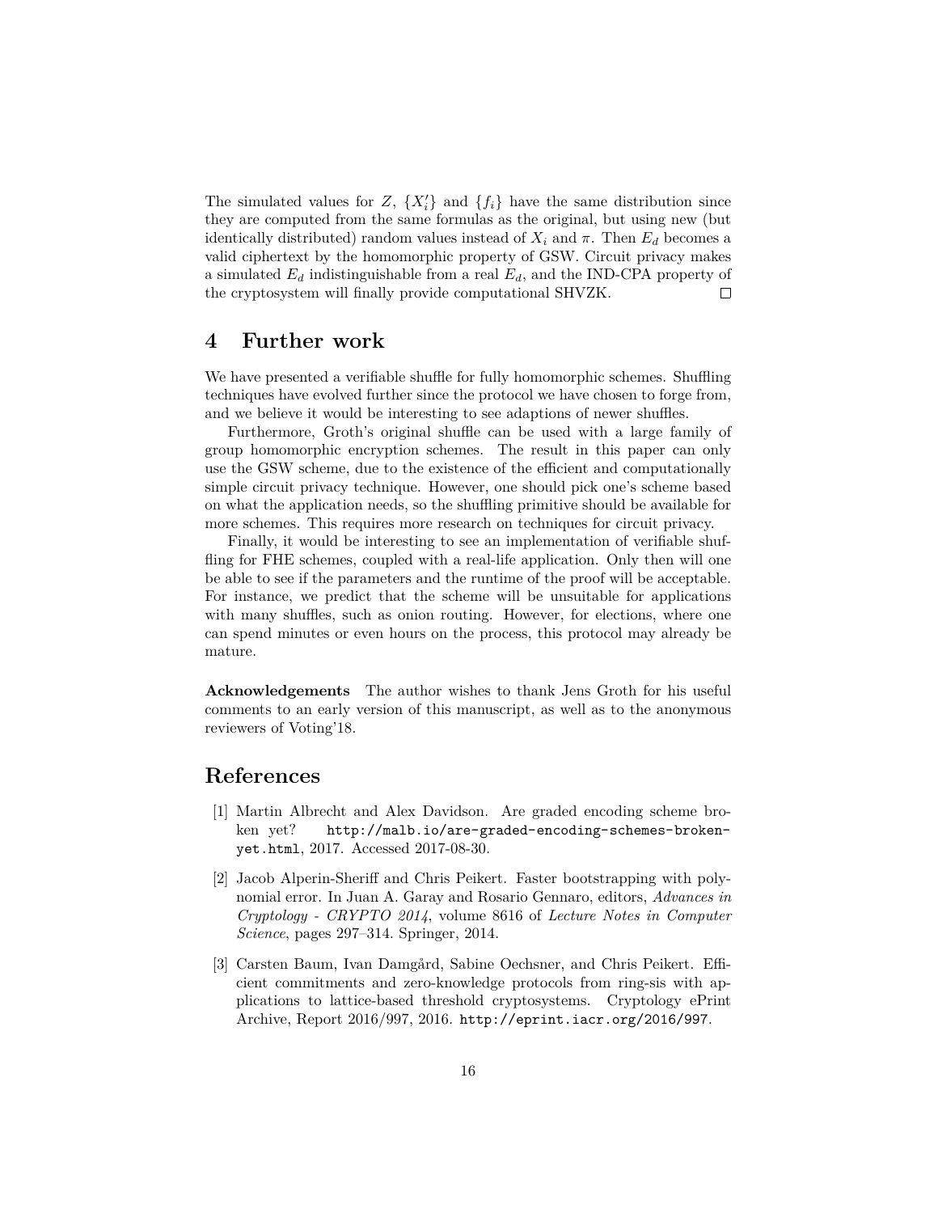The simulated values for $Z$, $\{X'_i\}$ and $\{f_i\}$ have the same distribution since they are computed from the same formulas as the original, but using new (but identically distributed) random values instead of $X_i$ and $\pi$. Then $E_d$ becomes a valid ciphertext by the homomorphic property of GSW. Circuit privacy makes a simulated $E_d$ indistinguishable from a real $E_d$, and the IND-CPA property of the cryptosystem will finally provide computational SHVZK. □

## 4 Further work

We have presented a verifiable shuffle for fully homomorphic schemes. Shuffling techniques have evolved further since the protocol we have chosen to forge from, and we believe it would be interesting to see adaptions of newer shuffles.

Furthermore, Groth's original shuffle can be used with a large family of group homomorphic encryption schemes. The result in this paper can only use the GSW scheme, due to the existence of the efficient and computationally simple circuit privacy technique. However, one should pick one's scheme based on what the application needs, so the shuffling primitive should be available for more schemes. This requires more research on techniques for circuit privacy.

Finally, it would be interesting to see an implementation of verifiable shuffling for FHE schemes, coupled with a real-life application. Only then will one be able to see if the parameters and the runtime of the proof will be acceptable. For instance, we predict that the scheme will be unsuitable for applications with many shuffles, such as onion routing. However, for elections, where one can spend minutes or even hours on the process, this protocol may already be mature.

**Acknowledgements** The author wishes to thank Jens Groth for his useful comments to an early version of this manuscript, as well as to the anonymous reviewers of Voting'18.

## References

[1] Martin Albrecht and Alex Davidson. Are graded encoding scheme broken yet? `http://malb.io/are-graded-encoding-schemes-broken-yet.html`, 2017. Accessed 2017-08-30.

[2] Jacob Alperin-Sheriff and Chris Peikert. Faster bootstrapping with polynomial error. In Juan A. Garay and Rosario Gennaro, editors, *Advances in Cryptology - CRYPTO 2014*, volume 8616 of *Lecture Notes in Computer Science*, pages 297–314. Springer, 2014.

[3] Carsten Baum, Ivan Damgård, Sabine Oechsner, and Chris Peikert. Efficient commitments and zero-knowledge protocols from ring-sis with applications to lattice-based threshold cryptosystems. Cryptology ePrint Archive, Report 2016/997, 2016. `http://eprint.iacr.org/2016/997`.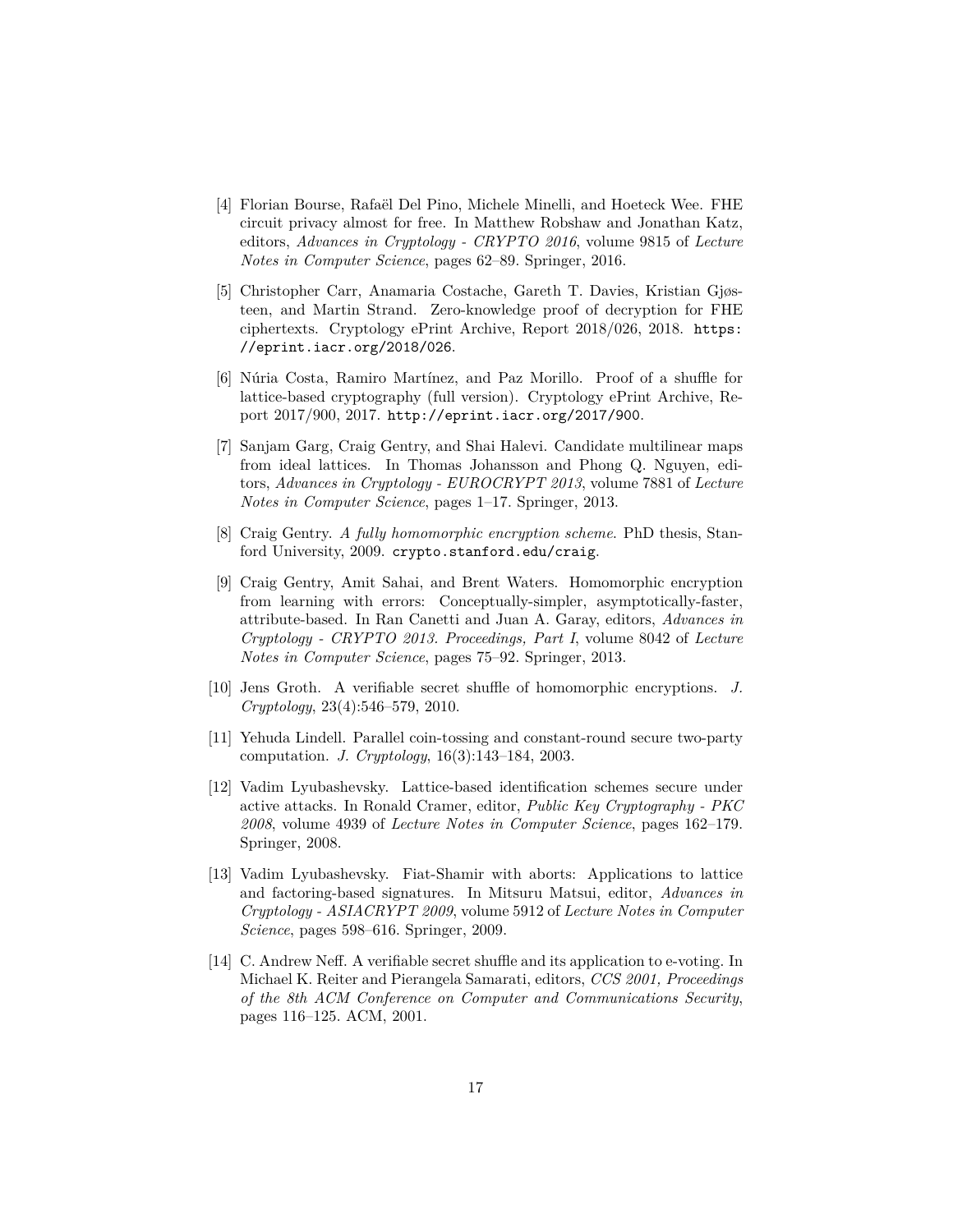[4] Florian Bourse, Rafaël Del Pino, Michele Minelli, and Hoeteck Wee. FHE circuit privacy almost for free. In Matthew Robshaw and Jonathan Katz, editors, *Advances in Cryptology - CRYPTO 2016*, volume 9815 of *Lecture Notes in Computer Science*, pages 62–89. Springer, 2016.

[5] Christopher Carr, Anamaria Costache, Gareth T. Davies, Kristian Gjøsteen, and Martin Strand. Zero-knowledge proof of decryption for FHE ciphertexts. Cryptology ePrint Archive, Report 2018/026, 2018. `https://eprint.iacr.org/2018/026`.

[6] Núria Costa, Ramiro Martínez, and Paz Morillo. Proof of a shuffle for lattice-based cryptography (full version). Cryptology ePrint Archive, Report 2017/900, 2017. `http://eprint.iacr.org/2017/900`.

[7] Sanjam Garg, Craig Gentry, and Shai Halevi. Candidate multilinear maps from ideal lattices. In Thomas Johansson and Phong Q. Nguyen, editors, *Advances in Cryptology - EUROCRYPT 2013*, volume 7881 of *Lecture Notes in Computer Science*, pages 1–17. Springer, 2013.

[8] Craig Gentry. *A fully homomorphic encryption scheme*. PhD thesis, Stanford University, 2009. `crypto.stanford.edu/craig`.

[9] Craig Gentry, Amit Sahai, and Brent Waters. Homomorphic encryption from learning with errors: Conceptually-simpler, asymptotically-faster, attribute-based. In Ran Canetti and Juan A. Garay, editors, *Advances in Cryptology - CRYPTO 2013. Proceedings, Part I*, volume 8042 of *Lecture Notes in Computer Science*, pages 75–92. Springer, 2013.

[10] Jens Groth. A verifiable secret shuffle of homomorphic encryptions. *J. Cryptology*, 23(4):546–579, 2010.

[11] Yehuda Lindell. Parallel coin-tossing and constant-round secure two-party computation. *J. Cryptology*, 16(3):143–184, 2003.

[12] Vadim Lyubashevsky. Lattice-based identification schemes secure under active attacks. In Ronald Cramer, editor, *Public Key Cryptography - PKC 2008*, volume 4939 of *Lecture Notes in Computer Science*, pages 162–179. Springer, 2008.

[13] Vadim Lyubashevsky. Fiat-Shamir with aborts: Applications to lattice and factoring-based signatures. In Mitsuru Matsui, editor, *Advances in Cryptology - ASIACRYPT 2009*, volume 5912 of *Lecture Notes in Computer Science*, pages 598–616. Springer, 2009.

[14] C. Andrew Neff. A verifiable secret shuffle and its application to e-voting. In Michael K. Reiter and Pierangela Samarati, editors, *CCS 2001, Proceedings of the 8th ACM Conference on Computer and Communications Security*, pages 116–125. ACM, 2001.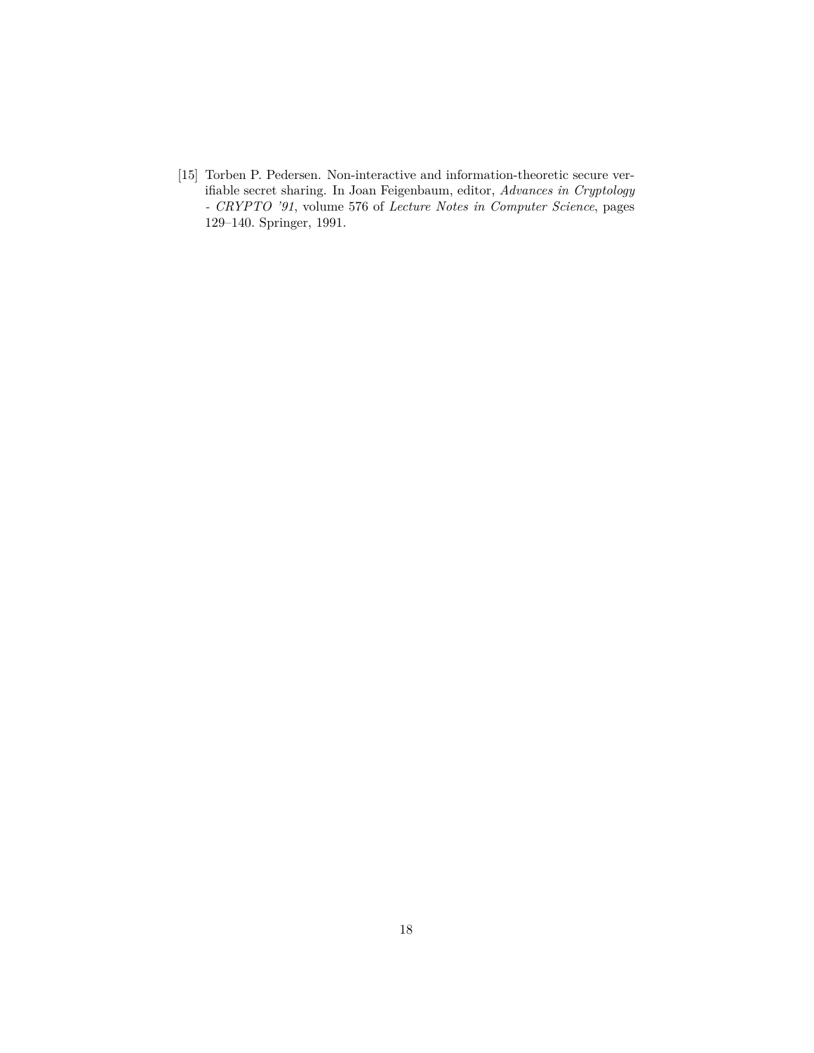[15] Torben P. Pedersen. Non-interactive and information-theoretic secure verifiable secret sharing. In Joan Feigenbaum, editor, *Advances in Cryptology - CRYPTO '91*, volume 576 of *Lecture Notes in Computer Science*, pages 129–140. Springer, 1991.